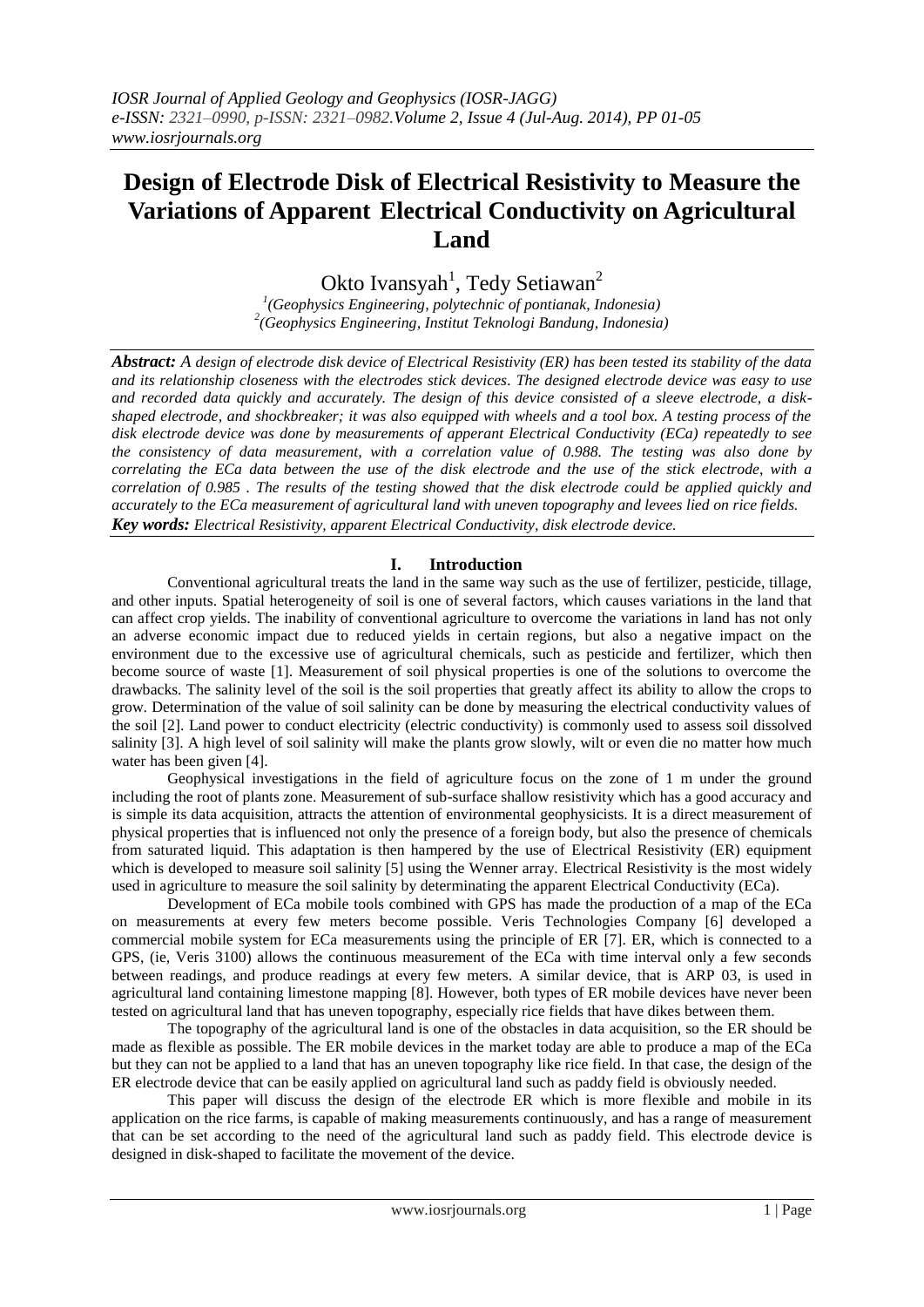# Design of Electrode Disk of Electrical Resistivity to Measure the Variations of Apparent Electrical Conductivity on Agricultural Land

Okto Ivansyah[1], Tedy Setiawan[2]

[1](Geophysics Engineering, polytechnic of pontianak, Indonesia)
[2](Geophysics Engineering, Institut Teknologi Bandung, Indonesia)

***Abstract:*** *A design of electrode disk device of Electrical Resistivity (ER) has been tested its stability of the data and its relationship closeness with the electrodes stick devices. The designed electrode device was easy to use and recorded data quickly and accurately. The design of this device consisted of a sleeve electrode, a disk-shaped electrode, and shockbreaker; it was also equipped with wheels and a tool box. A testing process of the disk electrode device was done by measurements of apperant Electrical Conductivity (ECa) repeatedly to see the consistency of data measurement, with a correlation value of 0.988. The testing was also done by correlating the ECa data between the use of the disk electrode and the use of the stick electrode, with a correlation of 0.985 . The results of the testing showed that the disk electrode could be applied quickly and accurately to the ECa measurement of agricultural land with uneven topography and levees lied on rice fields.*

***Key words:*** *Electrical Resistivity, apparent Electrical Conductivity, disk electrode device.*

## I. Introduction

Conventional agricultural treats the land in the same way such as the use of fertilizer, pesticide, tillage, and other inputs. Spatial heterogeneity of soil is one of several factors, which causes variations in the land that can affect crop yields. The inability of conventional agriculture to overcome the variations in land has not only an adverse economic impact due to reduced yields in certain regions, but also a negative impact on the environment due to the excessive use of agricultural chemicals, such as pesticide and fertilizer, which then become source of waste [1]. Measurement of soil physical properties is one of the solutions to overcome the drawbacks. The salinity level of the soil is the soil properties that greatly affect its ability to allow the crops to grow. Determination of the value of soil salinity can be done by measuring the electrical conductivity values of the soil [2]. Land power to conduct electricity (electric conductivity) is commonly used to assess soil dissolved salinity [3]. A high level of soil salinity will make the plants grow slowly, wilt or even die no matter how much water has been given [4].

Geophysical investigations in the field of agriculture focus on the zone of 1 m under the ground including the root of plants zone. Measurement of sub-surface shallow resistivity which has a good accuracy and is simple its data acquisition, attracts the attention of environmental geophysicists. It is a direct measurement of physical properties that is influenced not only the presence of a foreign body, but also the presence of chemicals from saturated liquid. This adaptation is then hampered by the use of Electrical Resistivity (ER) equipment which is developed to measure soil salinity [5] using the Wenner array. Electrical Resistivity is the most widely used in agriculture to measure the soil salinity by determinating the apparent Electrical Conductivity (ECa).

Development of ECa mobile tools combined with GPS has made the production of a map of the ECa on measurements at every few meters become possible. Veris Technologies Company [6] developed a commercial mobile system for ECa measurements using the principle of ER [7]. ER, which is connected to a GPS, (ie, Veris 3100) allows the continuous measurement of the ECa with time interval only a few seconds between readings, and produce readings at every few meters. A similar device, that is ARP 03, is used in agricultural land containing limestone mapping [8]. However, both types of ER mobile devices have never been tested on agricultural land that has uneven topography, especially rice fields that have dikes between them.

The topography of the agricultural land is one of the obstacles in data acquisition, so the ER should be made as flexible as possible. The ER mobile devices in the market today are able to produce a map of the ECa but they can not be applied to a land that has an uneven topography like rice field. In that case, the design of the ER electrode device that can be easily applied on agricultural land such as paddy field is obviously needed.

This paper will discuss the design of the electrode ER which is more flexible and mobile in its application on the rice farms, is capable of making measurements continuously, and has a range of measurement that can be set according to the need of the agricultural land such as paddy field. This electrode device is designed in disk-shaped to facilitate the movement of the device.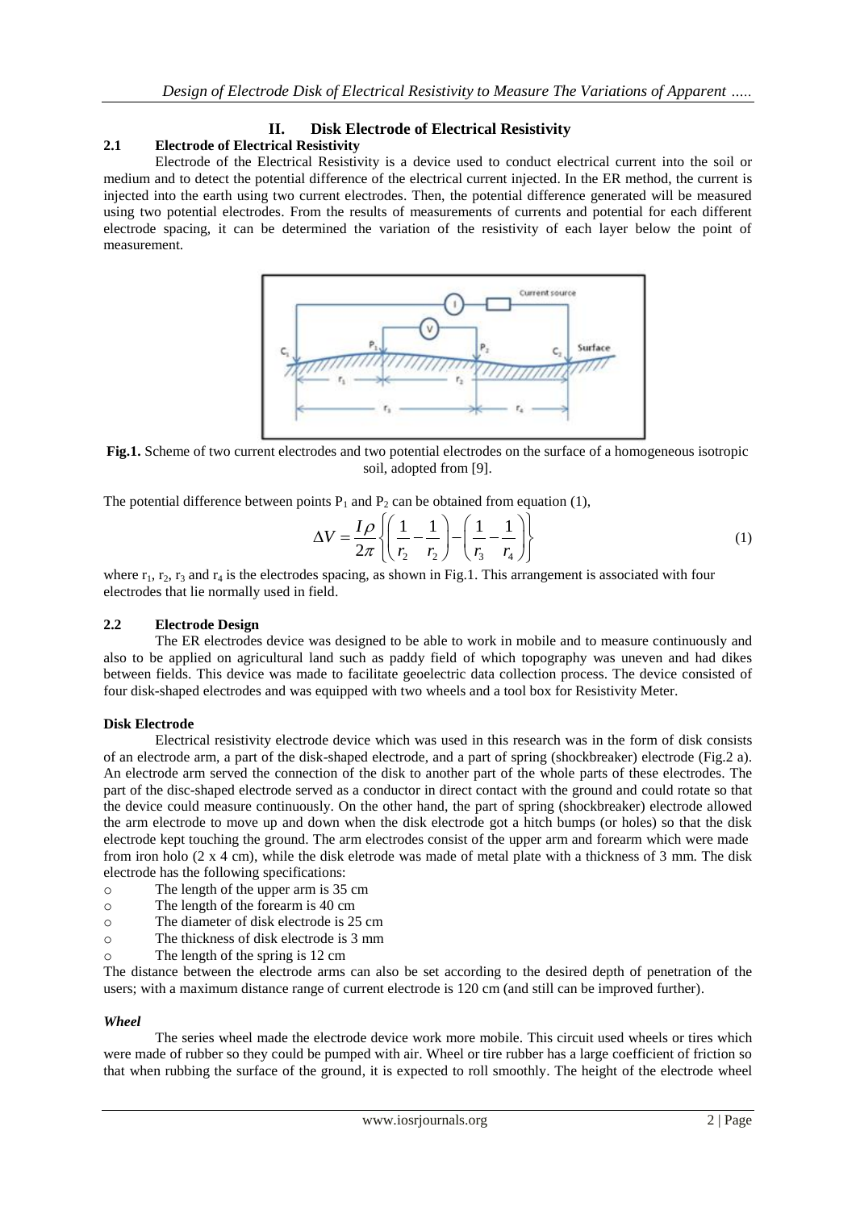## II. Disk Electrode of Electrical Resistivity

### 2.1 Electrode of Electrical Resistivity

Electrode of the Electrical Resistivity is a device used to conduct electrical current into the soil or medium and to detect the potential difference of the electrical current injected. In the ER method, the current is injected into the earth using two current electrodes. Then, the potential difference generated will be measured using two potential electrodes. From the results of measurements of currents and potential for each different electrode spacing, it can be determined the variation of the resistivity of each layer below the point of measurement.

**Fig.1.** Scheme of two current electrodes and two potential electrodes on the surface of a homogeneous isotropic soil, adopted from [9].

The potential difference between points $P_1$ and $P_2$ can be obtained from equation (1),

$$\Delta V = \frac{I\rho}{2\pi}\left\{\left(\frac{1}{r_2}-\frac{1}{r_2}\right)-\left(\frac{1}{r_3}-\frac{1}{r_4}\right)\right\} \tag{1}$$

where $r_1$, $r_2$, $r_3$ and $r_4$ is the electrodes spacing, as shown in Fig.1. This arrangement is associated with four electrodes that lie normally used in field.

### 2.2 Electrode Design

The ER electrodes device was designed to be able to work in mobile and to measure continuously and also to be applied on agricultural land such as paddy field of which topography was uneven and had dikes between fields. This device was made to facilitate geoelectric data collection process. The device consisted of four disk-shaped electrodes and was equipped with two wheels and a tool box for Resistivity Meter.

**Disk Electrode**

Electrical resistivity electrode device which was used in this research was in the form of disk consists of an electrode arm, a part of the disk-shaped electrode, and a part of spring (shockbreaker) electrode (Fig.2 a). An electrode arm served the connection of the disk to another part of the whole parts of these electrodes. The part of the disc-shaped electrode served as a conductor in direct contact with the ground and could rotate so that the device could measure continuously. On the other hand, the part of spring (shockbreaker) electrode allowed the arm electrode to move up and down when the disk electrode got a hitch bumps (or holes) so that the disk electrode kept touching the ground. The arm electrodes consist of the upper arm and forearm which were made from iron holo (2 x 4 cm), while the disk eletrode was made of metal plate with a thickness of 3 mm. The disk electrode has the following specifications:

- The length of the upper arm is 35 cm
- The length of the forearm is 40 cm
- The diameter of disk electrode is 25 cm
- The thickness of disk electrode is 3 mm
- The length of the spring is 12 cm

The distance between the electrode arms can also be set according to the desired depth of penetration of the users; with a maximum distance range of current electrode is 120 cm (and still can be improved further).

***Wheel***

The series wheel made the electrode device work more mobile. This circuit used wheels or tires which were made of rubber so they could be pumped with air. Wheel or tire rubber has a large coefficient of friction so that when rubbing the surface of the ground, it is expected to roll smoothly. The height of the electrode wheel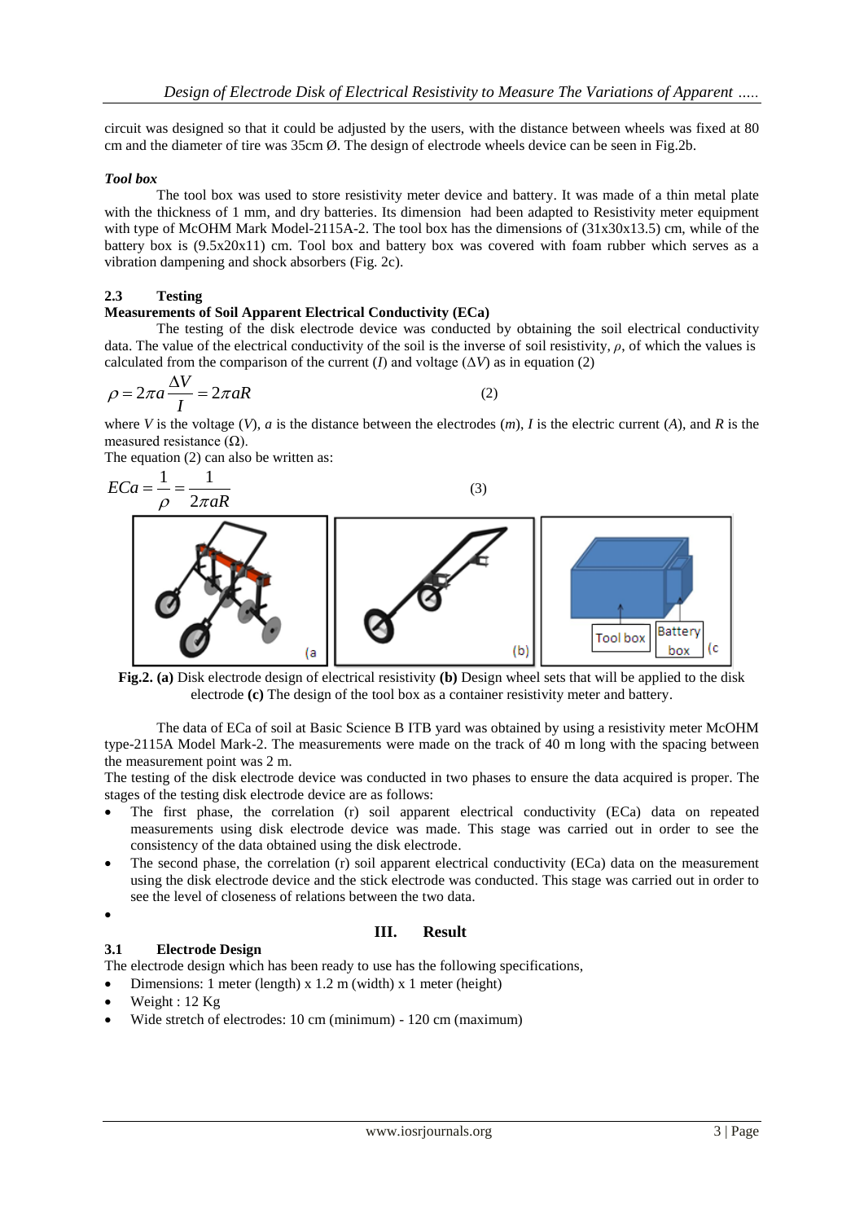circuit was designed so that it could be adjusted by the users, with the distance between wheels was fixed at 80 cm and the diameter of tire was 35cm Ø. The design of electrode wheels device can be seen in Fig.2b.

***Tool box***

The tool box was used to store resistivity meter device and battery. It was made of a thin metal plate with the thickness of 1 mm, and dry batteries. Its dimension had been adapted to Resistivity meter equipment with type of McOHM Mark Model-2115A-2. The tool box has the dimensions of (31x30x13.5) cm, while of the battery box is (9.5x20x11) cm. Tool box and battery box was covered with foam rubber which serves as a vibration dampening and shock absorbers (Fig. 2c).

### 2.3 Testing

**Measurements of Soil Apparent Electrical Conductivity (ECa)**

The testing of the disk electrode device was conducted by obtaining the soil electrical conductivity data. The value of the electrical conductivity of the soil is the inverse of soil resistivity, $\rho$, of which the values is calculated from the comparison of the current ($I$) and voltage ($\Delta V$) as in equation (2)

$$\rho = 2\pi a \frac{\Delta V}{I} = 2\pi a R \qquad (2)$$

where $V$ is the voltage ($V$), $a$ is the distance between the electrodes ($m$), $I$ is the electric current ($A$), and $R$ is the measured resistance (Ω).

The equation (2) can also be written as:

$$ECa = \frac{1}{\rho} = \frac{1}{2\pi a R} \qquad (3)$$

**Fig.2. (a)** Disk electrode design of electrical resistivity **(b)** Design wheel sets that will be applied to the disk electrode **(c)** The design of the tool box as a container resistivity meter and battery.

The data of ECa of soil at Basic Science B ITB yard was obtained by using a resistivity meter McOHM type-2115A Model Mark-2. The measurements were made on the track of 40 m long with the spacing between the measurement point was 2 m.

The testing of the disk electrode device was conducted in two phases to ensure the data acquired is proper. The stages of the testing disk electrode device are as follows:

- The first phase, the correlation (r) soil apparent electrical conductivity (ECa) data on repeated measurements using disk electrode device was made. This stage was carried out in order to see the consistency of the data obtained using the disk electrode.
- The second phase, the correlation (r) soil apparent electrical conductivity (ECa) data on the measurement using the disk electrode device and the stick electrode was conducted. This stage was carried out in order to see the level of closeness of relations between the two data.

## III. Result

### 3.1 Electrode Design

The electrode design which has been ready to use has the following specifications,

- Dimensions: 1 meter (length) x 1.2 m (width) x 1 meter (height)
- Weight : 12 Kg
- Wide stretch of electrodes: 10 cm (minimum) - 120 cm (maximum)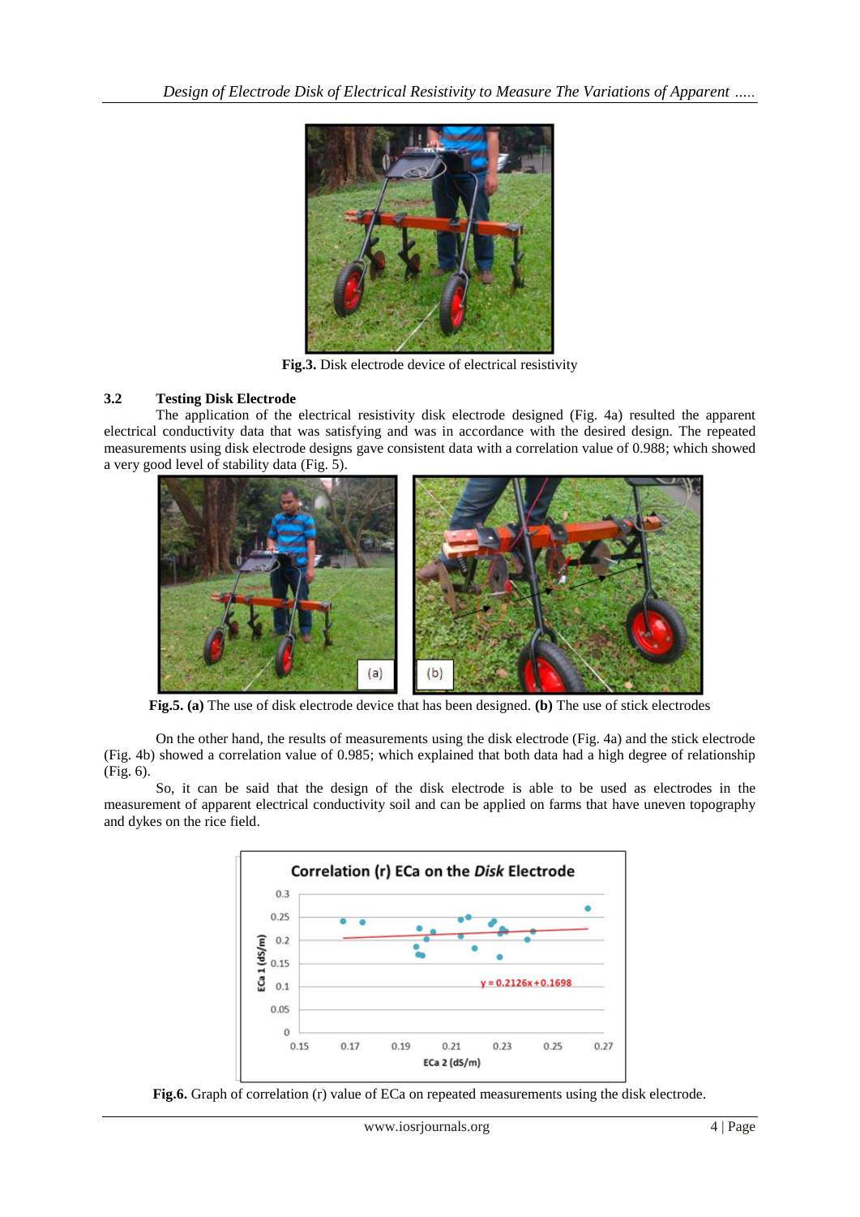**Fig.3.** Disk electrode device of electrical resistivity

### 3.2 Testing Disk Electrode

The application of the electrical resistivity disk electrode designed (Fig. 4a) resulted the apparent electrical conductivity data that was satisfying and was in accordance with the desired design. The repeated measurements using disk electrode designs gave consistent data with a correlation value of 0.988; which showed a very good level of stability data (Fig. 5).

**Fig.5. (a)** The use of disk electrode device that has been designed. **(b)** The use of stick electrodes

On the other hand, the results of measurements using the disk electrode (Fig. 4a) and the stick electrode (Fig. 4b) showed a correlation value of 0.985; which explained that both data had a high degree of relationship (Fig. 6).

So, it can be said that the design of the disk electrode is able to be used as electrodes in the measurement of apparent electrical conductivity soil and can be applied on farms that have uneven topography and dykes on the rice field.

**Fig.6.** Graph of correlation (r) value of ECa on repeated measurements using the disk electrode.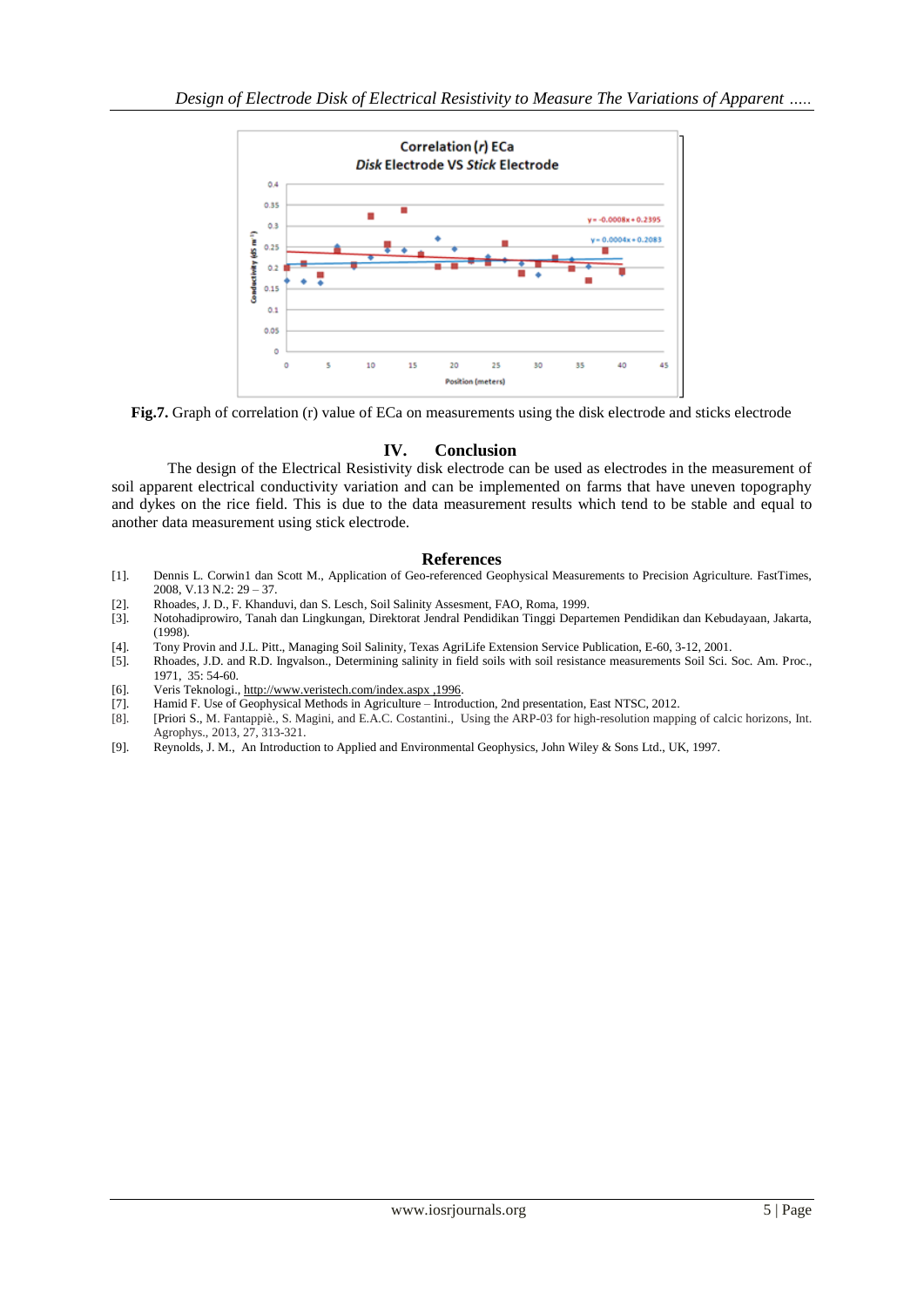Correlation (*r*) ECa

*Disk* Electrode VS *Stick* Electrode

y = -0.0008x + 0.2395

y = 0.0004x + 0.2083

Conductivity (dS m⁻¹)

0.4
0.35
0.3
0.25
0.2
0.15
0.1
0.05
0

0 5 10 15 20 25 30 35 40 45

Position (meters)

**Fig.7.** Graph of correlation (r) value of ECa on measurements using the disk electrode and sticks electrode

## IV. Conclusion

The design of the Electrical Resistivity disk electrode can be used as electrodes in the measurement of soil apparent electrical conductivity variation and can be implemented on farms that have uneven topography and dykes on the rice field. This is due to the data measurement results which tend to be stable and equal to another data measurement using stick electrode.

## References

[1]. Dennis L. Corwin1 dan Scott M., Application of Geo-referenced Geophysical Measurements to Precision Agriculture. FastTimes, 2008, V.13 N.2: 29 – 37.

[2]. Rhoades, J. D., F. Khanduvi, dan S. Lesch, Soil Salinity Assesment, FAO, Roma, 1999.

[3]. Notohadiprowiro, Tanah dan Lingkungan, Direktorat Jendral Pendidikan Tinggi Departemen Pendidikan dan Kebudayaan, Jakarta, (1998).

[4]. Tony Provin and J.L. Pitt., Managing Soil Salinity, Texas AgriLife Extension Service Publication, E-60, 3-12, 2001.

[5]. Rhoades, J.D. and R.D. Ingvalson., Determining salinity in field soils with soil resistance measurements Soil Sci. Soc. Am. Proc., 1971, 35: 54-60.

[6]. Veris Teknologi., http://www.veristech.com/index.aspx ,1996.

[7]. Hamid F. Use of Geophysical Methods in Agriculture – Introduction, 2nd presentation, East NTSC, 2012.

[8]. [Priori S., M. Fantappiè., S. Magini, and E.A.C. Costantini., Using the ARP-03 for high-resolution mapping of calcic horizons, Int. Agrophys., 2013, 27, 313-321.

[9]. Reynolds, J. M., An Introduction to Applied and Environmental Geophysics, John Wiley & Sons Ltd., UK, 1997.